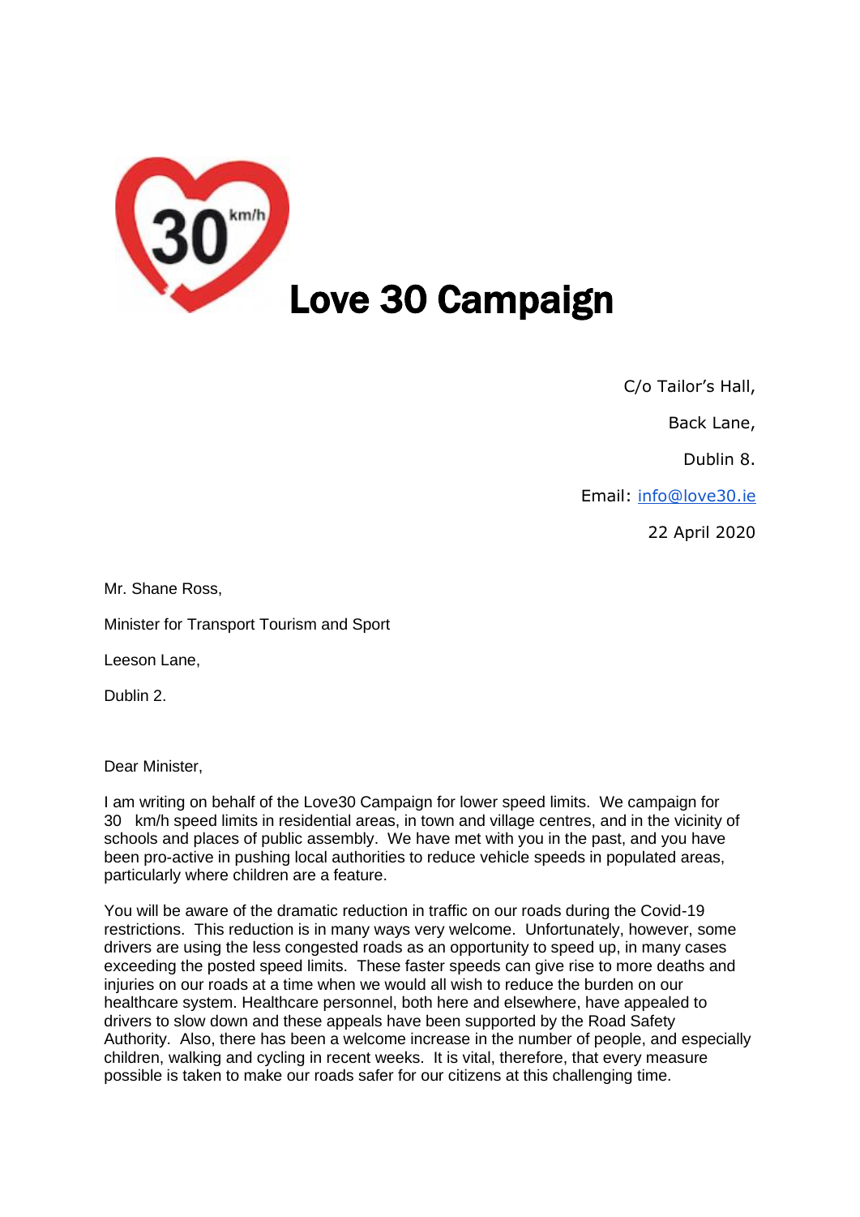# Love 30 Campaign

C/o Tailor's Hall,

Back Lane,

Dublin 8.

Email: info@love30.ie

22 April 2020

Mr. Shane Ross,

Minister for Transport Tourism and Sport

Leeson Lane,

Dublin 2.

Dear Minister,

I am writing on behalf of the Love30 Campaign for lower speed limits. We campaign for 30 km/h speed limits in residential areas, in town and village centres, and in the vicinity of schools and places of public assembly. We have met with you in the past, and you have been pro-active in pushing local authorities to reduce vehicle speeds in populated areas, particularly where children are a feature.

You will be aware of the dramatic reduction in traffic on our roads during the Covid-19 restrictions. This reduction is in many ways very welcome. Unfortunately, however, some drivers are using the less congested roads as an opportunity to speed up, in many cases exceeding the posted speed limits. These faster speeds can give rise to more deaths and injuries on our roads at a time when we would all wish to reduce the burden on our healthcare system. Healthcare personnel, both here and elsewhere, have appealed to drivers to slow down and these appeals have been supported by the Road Safety Authority. Also, there has been a welcome increase in the number of people, and especially children, walking and cycling in recent weeks. It is vital, therefore, that every measure possible is taken to make our roads safer for our citizens at this challenging time.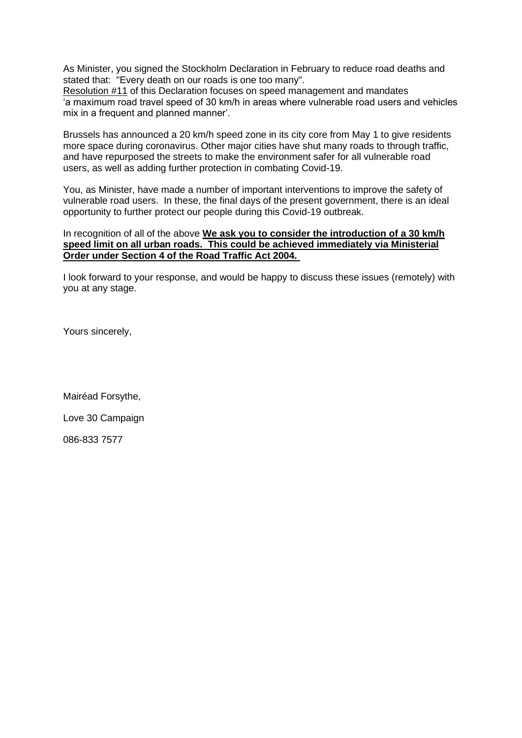As Minister, you signed the Stockholm Declaration in February to reduce road deaths and stated that: "Every death on our roads is one too many".
Resolution #11 of this Declaration focuses on speed management and mandates 'a maximum road travel speed of 30 km/h in areas where vulnerable road users and vehicles mix in a frequent and planned manner'.

Brussels has announced a 20 km/h speed zone in its city core from May 1 to give residents more space during coronavirus. Other major cities have shut many roads to through traffic, and have repurposed the streets to make the environment safer for all vulnerable road users, as well as adding further protection in combating Covid-19.

You, as Minister, have made a number of important interventions to improve the safety of vulnerable road users. In these, the final days of the present government, there is an ideal opportunity to further protect our people during this Covid-19 outbreak.

In recognition of all of the above **We ask you to consider the introduction of a 30 km/h speed limit on all urban roads. This could be achieved immediately via Ministerial Order under Section 4 of the Road Traffic Act 2004.**

I look forward to your response, and would be happy to discuss these issues (remotely) with you at any stage.

Yours sincerely,

Mairéad Forsythe,

Love 30 Campaign

086-833 7577